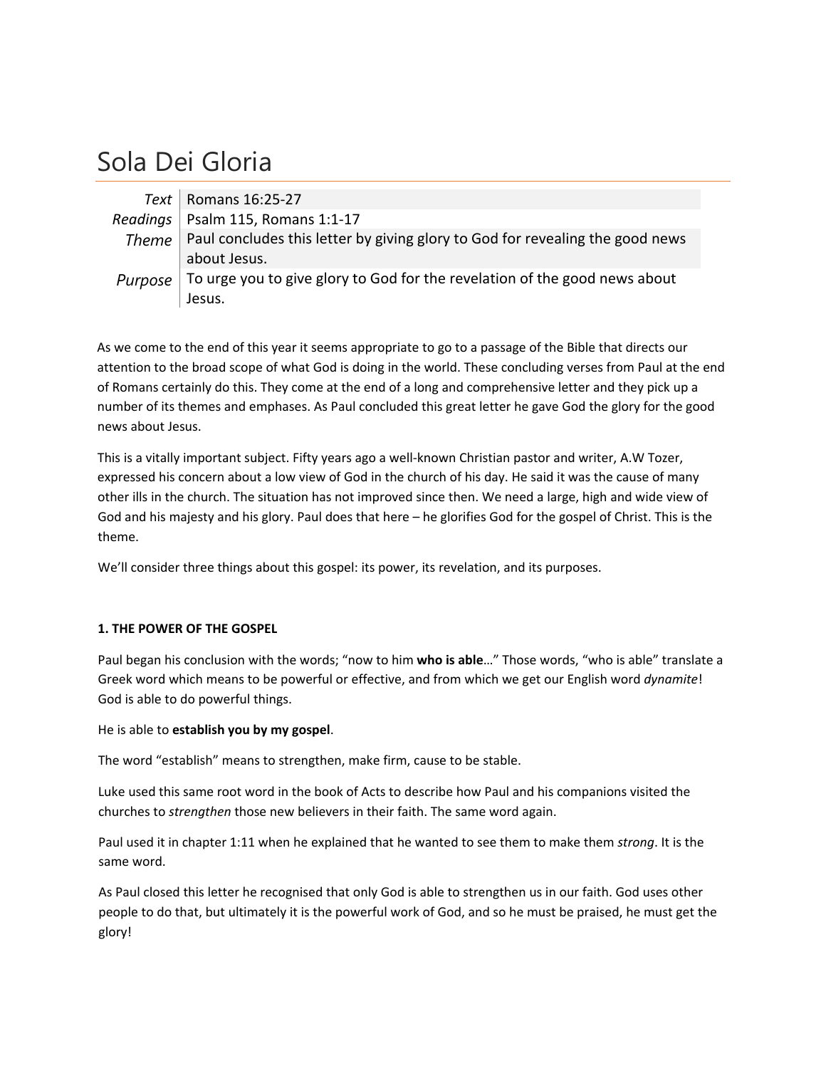# Sola Dei Gloria

| | |
|---|---|
| *Text* | Romans 16:25-27 |
| *Readings* | Psalm 115, Romans 1:1-17 |
| *Theme* | Paul concludes this letter by giving glory to God for revealing the good news about Jesus. |
| *Purpose* | To urge you to give glory to God for the revelation of the good news about Jesus. |

As we come to the end of this year it seems appropriate to go to a passage of the Bible that directs our attention to the broad scope of what God is doing in the world. These concluding verses from Paul at the end of Romans certainly do this. They come at the end of a long and comprehensive letter and they pick up a number of its themes and emphases. As Paul concluded this great letter he gave God the glory for the good news about Jesus.

This is a vitally important subject. Fifty years ago a well-known Christian pastor and writer, A.W Tozer, expressed his concern about a low view of God in the church of his day. He said it was the cause of many other ills in the church. The situation has not improved since then. We need a large, high and wide view of God and his majesty and his glory. Paul does that here – he glorifies God for the gospel of Christ. This is the theme.

We'll consider three things about this gospel: its power, its revelation, and its purposes.

**1. THE POWER OF THE GOSPEL**

Paul began his conclusion with the words; "now to him **who is able**…" Those words, "who is able" translate a Greek word which means to be powerful or effective, and from which we get our English word *dynamite*! God is able to do powerful things.

He is able to **establish you by my gospel**.

The word "establish" means to strengthen, make firm, cause to be stable.

Luke used this same root word in the book of Acts to describe how Paul and his companions visited the churches to *strengthen* those new believers in their faith. The same word again.

Paul used it in chapter 1:11 when he explained that he wanted to see them to make them *strong*. It is the same word.

As Paul closed this letter he recognised that only God is able to strengthen us in our faith. God uses other people to do that, but ultimately it is the powerful work of God, and so he must be praised, he must get the glory!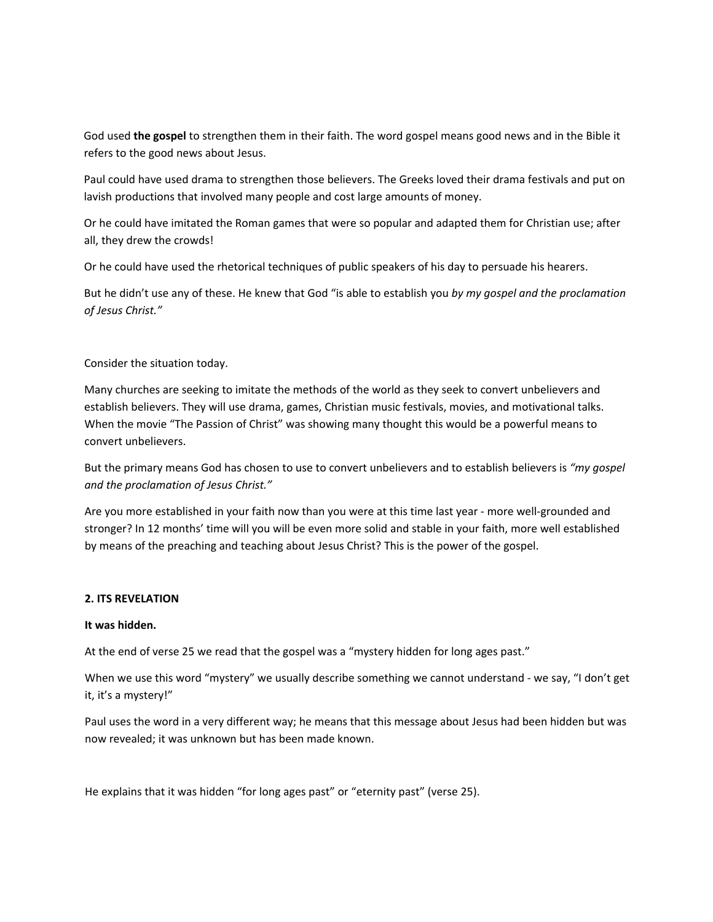God used **the gospel** to strengthen them in their faith. The word gospel means good news and in the Bible it refers to the good news about Jesus.

Paul could have used drama to strengthen those believers. The Greeks loved their drama festivals and put on lavish productions that involved many people and cost large amounts of money.

Or he could have imitated the Roman games that were so popular and adapted them for Christian use; after all, they drew the crowds!

Or he could have used the rhetorical techniques of public speakers of his day to persuade his hearers.

But he didn't use any of these. He knew that God "is able to establish you *by my gospel and the proclamation of Jesus Christ."*

Consider the situation today.

Many churches are seeking to imitate the methods of the world as they seek to convert unbelievers and establish believers. They will use drama, games, Christian music festivals, movies, and motivational talks. When the movie "The Passion of Christ" was showing many thought this would be a powerful means to convert unbelievers.

But the primary means God has chosen to use to convert unbelievers and to establish believers is *"my gospel and the proclamation of Jesus Christ."*

Are you more established in your faith now than you were at this time last year - more well-grounded and stronger? In 12 months' time will you will be even more solid and stable in your faith, more well established by means of the preaching and teaching about Jesus Christ? This is the power of the gospel.

**2. ITS REVELATION**

**It was hidden.**

At the end of verse 25 we read that the gospel was a "mystery hidden for long ages past."

When we use this word "mystery" we usually describe something we cannot understand - we say, "I don't get it, it's a mystery!"

Paul uses the word in a very different way; he means that this message about Jesus had been hidden but was now revealed; it was unknown but has been made known.

He explains that it was hidden "for long ages past" or "eternity past" (verse 25).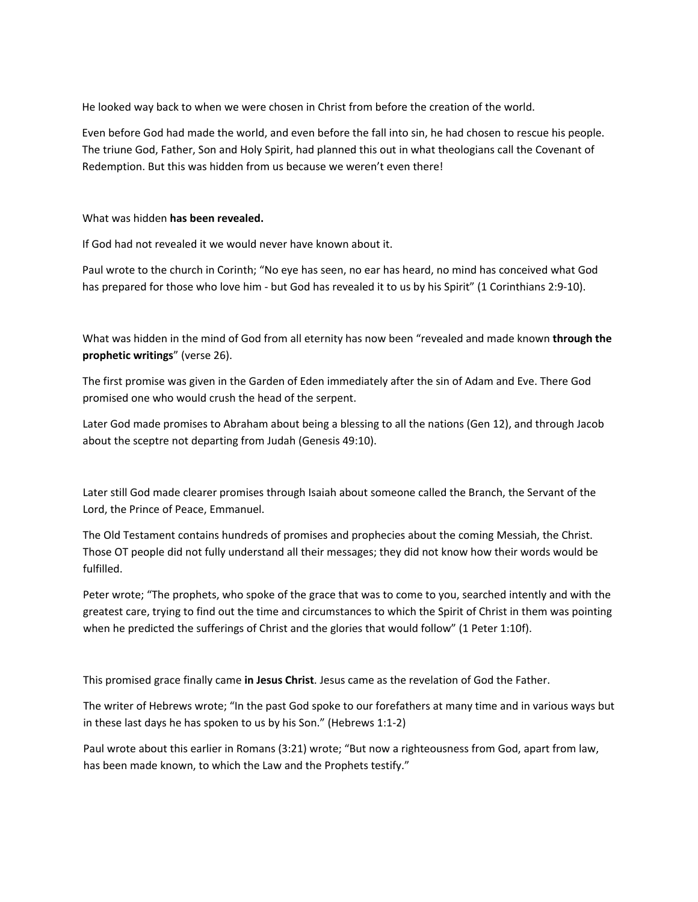He looked way back to when we were chosen in Christ from before the creation of the world.

Even before God had made the world, and even before the fall into sin, he had chosen to rescue his people. The triune God, Father, Son and Holy Spirit, had planned this out in what theologians call the Covenant of Redemption. But this was hidden from us because we weren't even there!

What was hidden **has been revealed.**

If God had not revealed it we would never have known about it.

Paul wrote to the church in Corinth; "No eye has seen, no ear has heard, no mind has conceived what God has prepared for those who love him - but God has revealed it to us by his Spirit" (1 Corinthians 2:9-10).

What was hidden in the mind of God from all eternity has now been "revealed and made known **through the prophetic writings**" (verse 26).

The first promise was given in the Garden of Eden immediately after the sin of Adam and Eve. There God promised one who would crush the head of the serpent.

Later God made promises to Abraham about being a blessing to all the nations (Gen 12), and through Jacob about the sceptre not departing from Judah (Genesis 49:10).

Later still God made clearer promises through Isaiah about someone called the Branch, the Servant of the Lord, the Prince of Peace, Emmanuel.

The Old Testament contains hundreds of promises and prophecies about the coming Messiah, the Christ. Those OT people did not fully understand all their messages; they did not know how their words would be fulfilled.

Peter wrote; "The prophets, who spoke of the grace that was to come to you, searched intently and with the greatest care, trying to find out the time and circumstances to which the Spirit of Christ in them was pointing when he predicted the sufferings of Christ and the glories that would follow" (1 Peter 1:10f).

This promised grace finally came **in Jesus Christ**. Jesus came as the revelation of God the Father.

The writer of Hebrews wrote; "In the past God spoke to our forefathers at many time and in various ways but in these last days he has spoken to us by his Son." (Hebrews 1:1-2)

Paul wrote about this earlier in Romans (3:21) wrote; "But now a righteousness from God, apart from law, has been made known, to which the Law and the Prophets testify."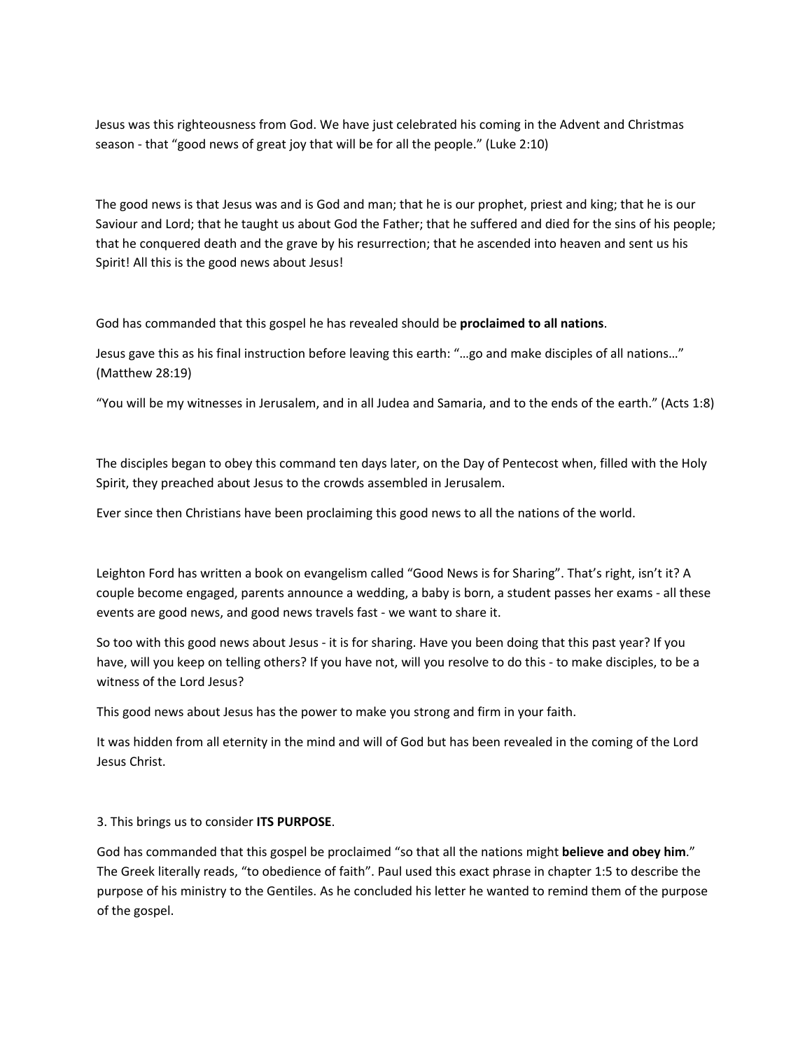Jesus was this righteousness from God. We have just celebrated his coming in the Advent and Christmas season - that "good news of great joy that will be for all the people." (Luke 2:10)

The good news is that Jesus was and is God and man; that he is our prophet, priest and king; that he is our Saviour and Lord; that he taught us about God the Father; that he suffered and died for the sins of his people; that he conquered death and the grave by his resurrection; that he ascended into heaven and sent us his Spirit! All this is the good news about Jesus!

God has commanded that this gospel he has revealed should be **proclaimed to all nations**.

Jesus gave this as his final instruction before leaving this earth: "…go and make disciples of all nations…" (Matthew 28:19)

"You will be my witnesses in Jerusalem, and in all Judea and Samaria, and to the ends of the earth." (Acts 1:8)

The disciples began to obey this command ten days later, on the Day of Pentecost when, filled with the Holy Spirit, they preached about Jesus to the crowds assembled in Jerusalem.

Ever since then Christians have been proclaiming this good news to all the nations of the world.

Leighton Ford has written a book on evangelism called "Good News is for Sharing". That's right, isn't it? A couple become engaged, parents announce a wedding, a baby is born, a student passes her exams - all these events are good news, and good news travels fast - we want to share it.

So too with this good news about Jesus - it is for sharing. Have you been doing that this past year? If you have, will you keep on telling others? If you have not, will you resolve to do this - to make disciples, to be a witness of the Lord Jesus?

This good news about Jesus has the power to make you strong and firm in your faith.

It was hidden from all eternity in the mind and will of God but has been revealed in the coming of the Lord Jesus Christ.

3. This brings us to consider **ITS PURPOSE**.

God has commanded that this gospel be proclaimed "so that all the nations might **believe and obey him**." The Greek literally reads, "to obedience of faith". Paul used this exact phrase in chapter 1:5 to describe the purpose of his ministry to the Gentiles. As he concluded his letter he wanted to remind them of the purpose of the gospel.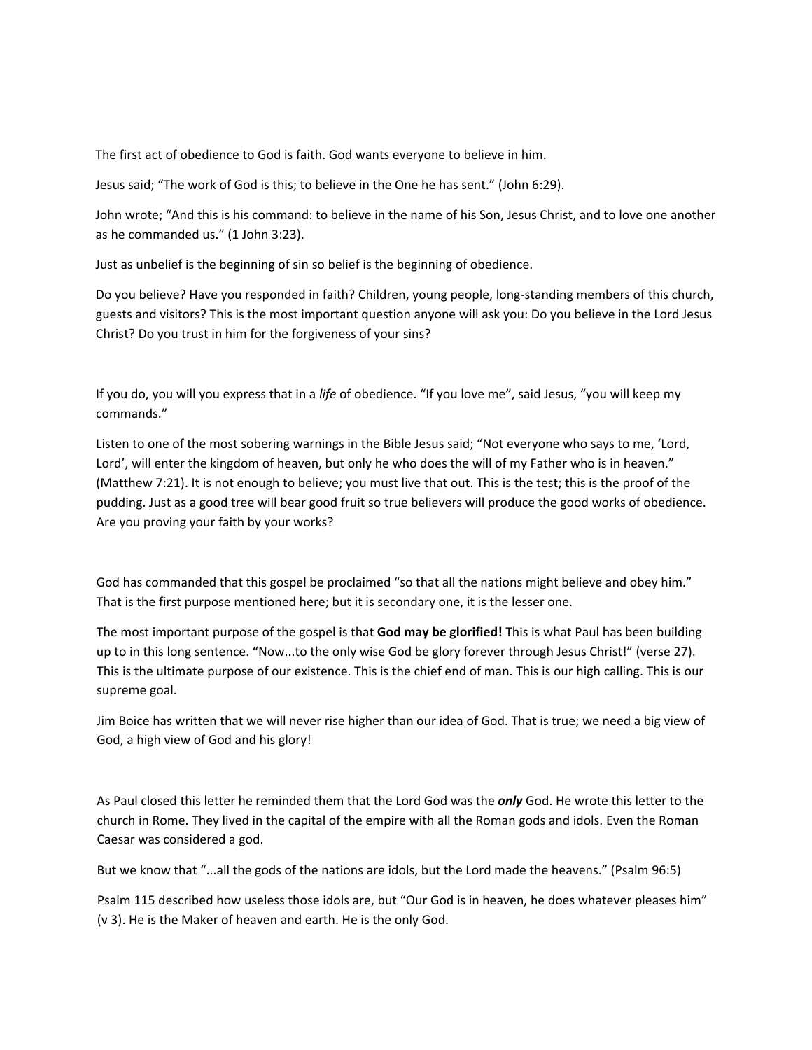The first act of obedience to God is faith. God wants everyone to believe in him.

Jesus said; "The work of God is this; to believe in the One he has sent." (John 6:29).

John wrote; "And this is his command: to believe in the name of his Son, Jesus Christ, and to love one another as he commanded us." (1 John 3:23).

Just as unbelief is the beginning of sin so belief is the beginning of obedience.

Do you believe? Have you responded in faith? Children, young people, long-standing members of this church, guests and visitors? This is the most important question anyone will ask you: Do you believe in the Lord Jesus Christ? Do you trust in him for the forgiveness of your sins?

If you do, you will you express that in a *life* of obedience. "If you love me", said Jesus, "you will keep my commands."

Listen to one of the most sobering warnings in the Bible Jesus said; "Not everyone who says to me, 'Lord, Lord', will enter the kingdom of heaven, but only he who does the will of my Father who is in heaven." (Matthew 7:21). It is not enough to believe; you must live that out. This is the test; this is the proof of the pudding. Just as a good tree will bear good fruit so true believers will produce the good works of obedience. Are you proving your faith by your works?

God has commanded that this gospel be proclaimed "so that all the nations might believe and obey him." That is the first purpose mentioned here; but it is secondary one, it is the lesser one.

The most important purpose of the gospel is that **God may be glorified!** This is what Paul has been building up to in this long sentence. "Now...to the only wise God be glory forever through Jesus Christ!" (verse 27). This is the ultimate purpose of our existence. This is the chief end of man. This is our high calling. This is our supreme goal.

Jim Boice has written that we will never rise higher than our idea of God. That is true; we need a big view of God, a high view of God and his glory!

As Paul closed this letter he reminded them that the Lord God was the ***only*** God. He wrote this letter to the church in Rome. They lived in the capital of the empire with all the Roman gods and idols. Even the Roman Caesar was considered a god.

But we know that "...all the gods of the nations are idols, but the Lord made the heavens." (Psalm 96:5)

Psalm 115 described how useless those idols are, but "Our God is in heaven, he does whatever pleases him" (v 3). He is the Maker of heaven and earth. He is the only God.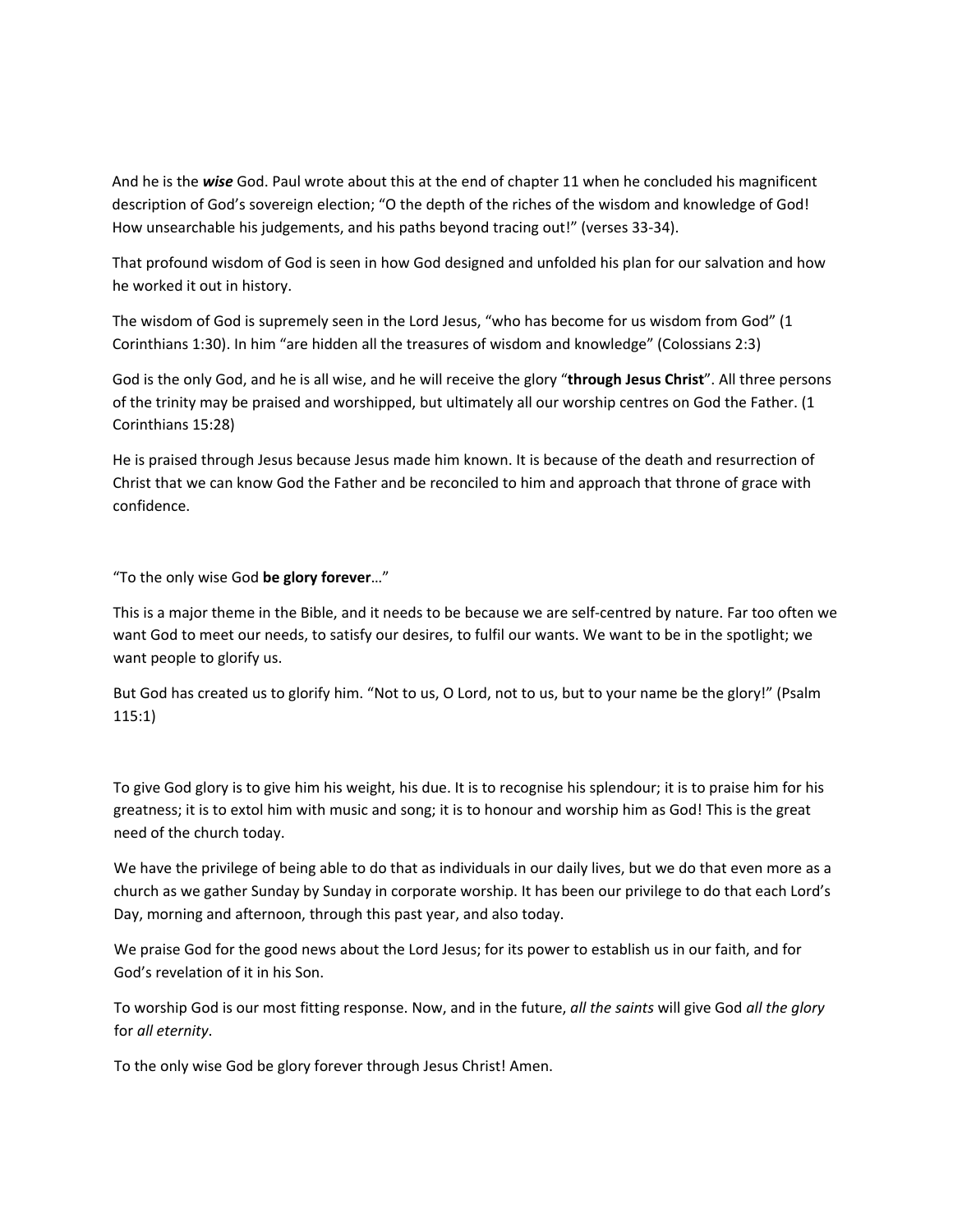And he is the ***wise*** God. Paul wrote about this at the end of chapter 11 when he concluded his magnificent description of God's sovereign election; "O the depth of the riches of the wisdom and knowledge of God! How unsearchable his judgements, and his paths beyond tracing out!" (verses 33-34).

That profound wisdom of God is seen in how God designed and unfolded his plan for our salvation and how he worked it out in history.

The wisdom of God is supremely seen in the Lord Jesus, "who has become for us wisdom from God" (1 Corinthians 1:30). In him "are hidden all the treasures of wisdom and knowledge" (Colossians 2:3)

God is the only God, and he is all wise, and he will receive the glory "**through Jesus Christ**". All three persons of the trinity may be praised and worshipped, but ultimately all our worship centres on God the Father. (1 Corinthians 15:28)

He is praised through Jesus because Jesus made him known. It is because of the death and resurrection of Christ that we can know God the Father and be reconciled to him and approach that throne of grace with confidence.

"To the only wise God **be glory forever**…"

This is a major theme in the Bible, and it needs to be because we are self-centred by nature. Far too often we want God to meet our needs, to satisfy our desires, to fulfil our wants. We want to be in the spotlight; we want people to glorify us.

But God has created us to glorify him. "Not to us, O Lord, not to us, but to your name be the glory!" (Psalm 115:1)

To give God glory is to give him his weight, his due. It is to recognise his splendour; it is to praise him for his greatness; it is to extol him with music and song; it is to honour and worship him as God! This is the great need of the church today.

We have the privilege of being able to do that as individuals in our daily lives, but we do that even more as a church as we gather Sunday by Sunday in corporate worship. It has been our privilege to do that each Lord's Day, morning and afternoon, through this past year, and also today.

We praise God for the good news about the Lord Jesus; for its power to establish us in our faith, and for God's revelation of it in his Son.

To worship God is our most fitting response. Now, and in the future, *all the saints* will give God *all the glory* for *all eternity*.

To the only wise God be glory forever through Jesus Christ! Amen.